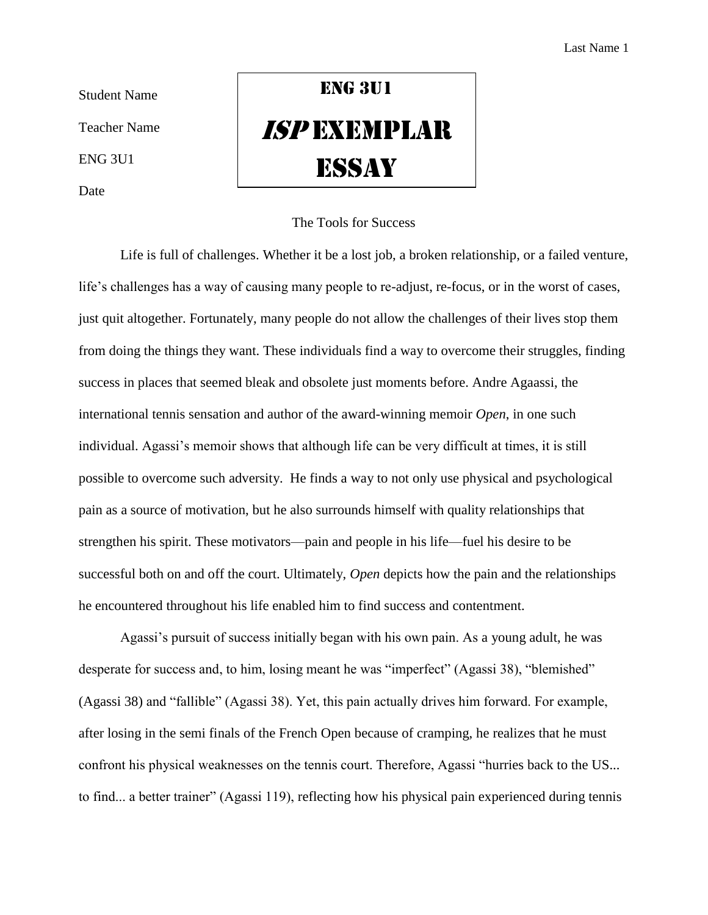Student Name

Teacher Name

ENG 3U1

Date

**ENG 3U1**

***ISP* EXEMPLAR ESSAY**

The Tools for Success

Life is full of challenges. Whether it be a lost job, a broken relationship, or a failed venture, life's challenges has a way of causing many people to re-adjust, re-focus, or in the worst of cases, just quit altogether. Fortunately, many people do not allow the challenges of their lives stop them from doing the things they want. These individuals find a way to overcome their struggles, finding success in places that seemed bleak and obsolete just moments before. Andre Agaassi, the international tennis sensation and author of the award-winning memoir *Open*, in one such individual. Agassi's memoir shows that although life can be very difficult at times, it is still possible to overcome such adversity. He finds a way to not only use physical and psychological pain as a source of motivation, but he also surrounds himself with quality relationships that strengthen his spirit. These motivators—pain and people in his life—fuel his desire to be successful both on and off the court. Ultimately, *Open* depicts how the pain and the relationships he encountered throughout his life enabled him to find success and contentment.

Agassi's pursuit of success initially began with his own pain. As a young adult, he was desperate for success and, to him, losing meant he was "imperfect" (Agassi 38), "blemished" (Agassi 38) and "fallible" (Agassi 38). Yet, this pain actually drives him forward. For example, after losing in the semi finals of the French Open because of cramping, he realizes that he must confront his physical weaknesses on the tennis court. Therefore, Agassi "hurries back to the US... to find... a better trainer" (Agassi 119), reflecting how his physical pain experienced during tennis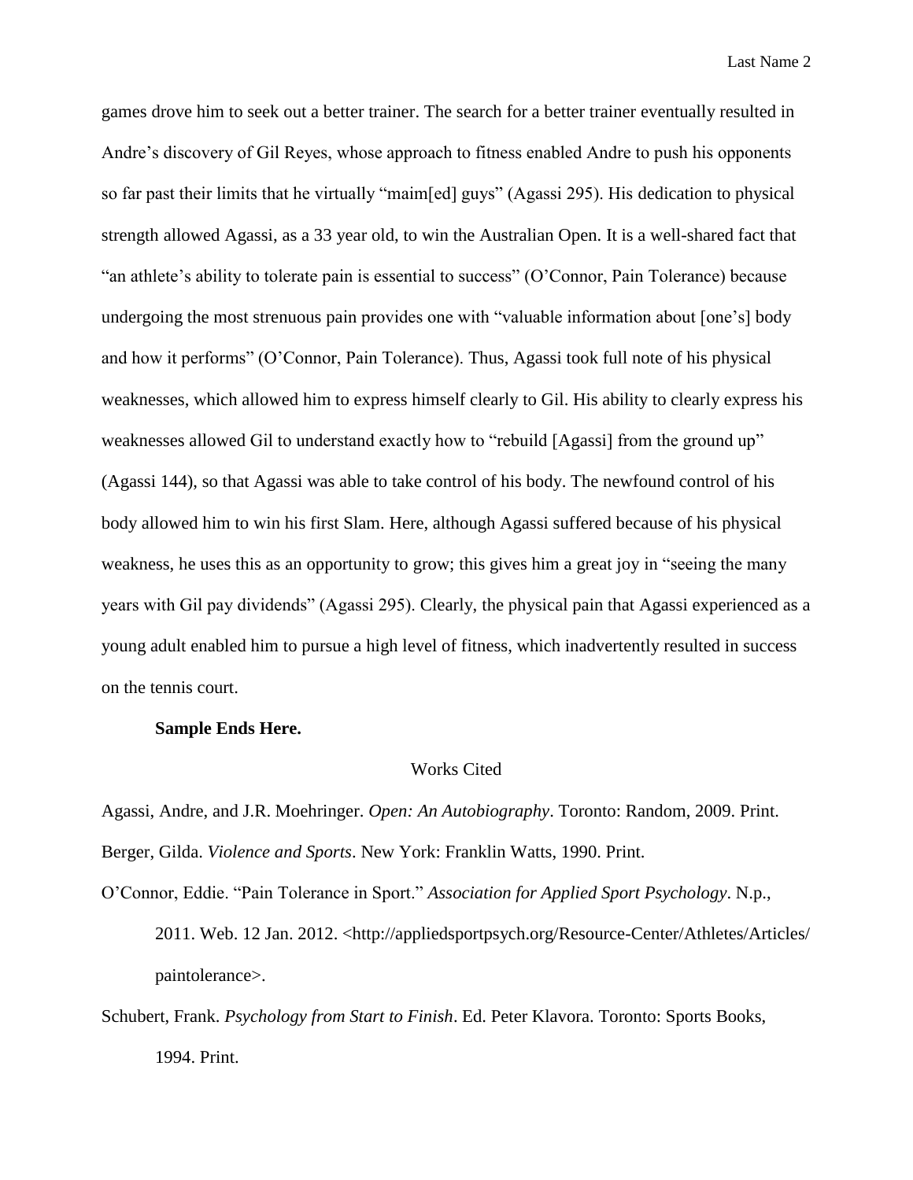games drove him to seek out a better trainer. The search for a better trainer eventually resulted in Andre's discovery of Gil Reyes, whose approach to fitness enabled Andre to push his opponents so far past their limits that he virtually "maim[ed] guys" (Agassi 295). His dedication to physical strength allowed Agassi, as a 33 year old, to win the Australian Open. It is a well-shared fact that "an athlete's ability to tolerate pain is essential to success" (O'Connor, Pain Tolerance) because undergoing the most strenuous pain provides one with "valuable information about [one's] body and how it performs" (O'Connor, Pain Tolerance). Thus, Agassi took full note of his physical weaknesses, which allowed him to express himself clearly to Gil. His ability to clearly express his weaknesses allowed Gil to understand exactly how to "rebuild [Agassi] from the ground up" (Agassi 144), so that Agassi was able to take control of his body. The newfound control of his body allowed him to win his first Slam. Here, although Agassi suffered because of his physical weakness, he uses this as an opportunity to grow; this gives him a great joy in "seeing the many years with Gil pay dividends" (Agassi 295). Clearly, the physical pain that Agassi experienced as a young adult enabled him to pursue a high level of fitness, which inadvertently resulted in success on the tennis court.

**Sample Ends Here.**

## Works Cited

Agassi, Andre, and J.R. Moehringer. *Open: An Autobiography*. Toronto: Random, 2009. Print.

Berger, Gilda. *Violence and Sports*. New York: Franklin Watts, 1990. Print.

O'Connor, Eddie. "Pain Tolerance in Sport." *Association for Applied Sport Psychology*. N.p., 2011. Web. 12 Jan. 2012. <http://appliedsportpsych.org/Resource-Center/Athletes/Articles/paintolerance>.

Schubert, Frank. *Psychology from Start to Finish*. Ed. Peter Klavora. Toronto: Sports Books, 1994. Print.